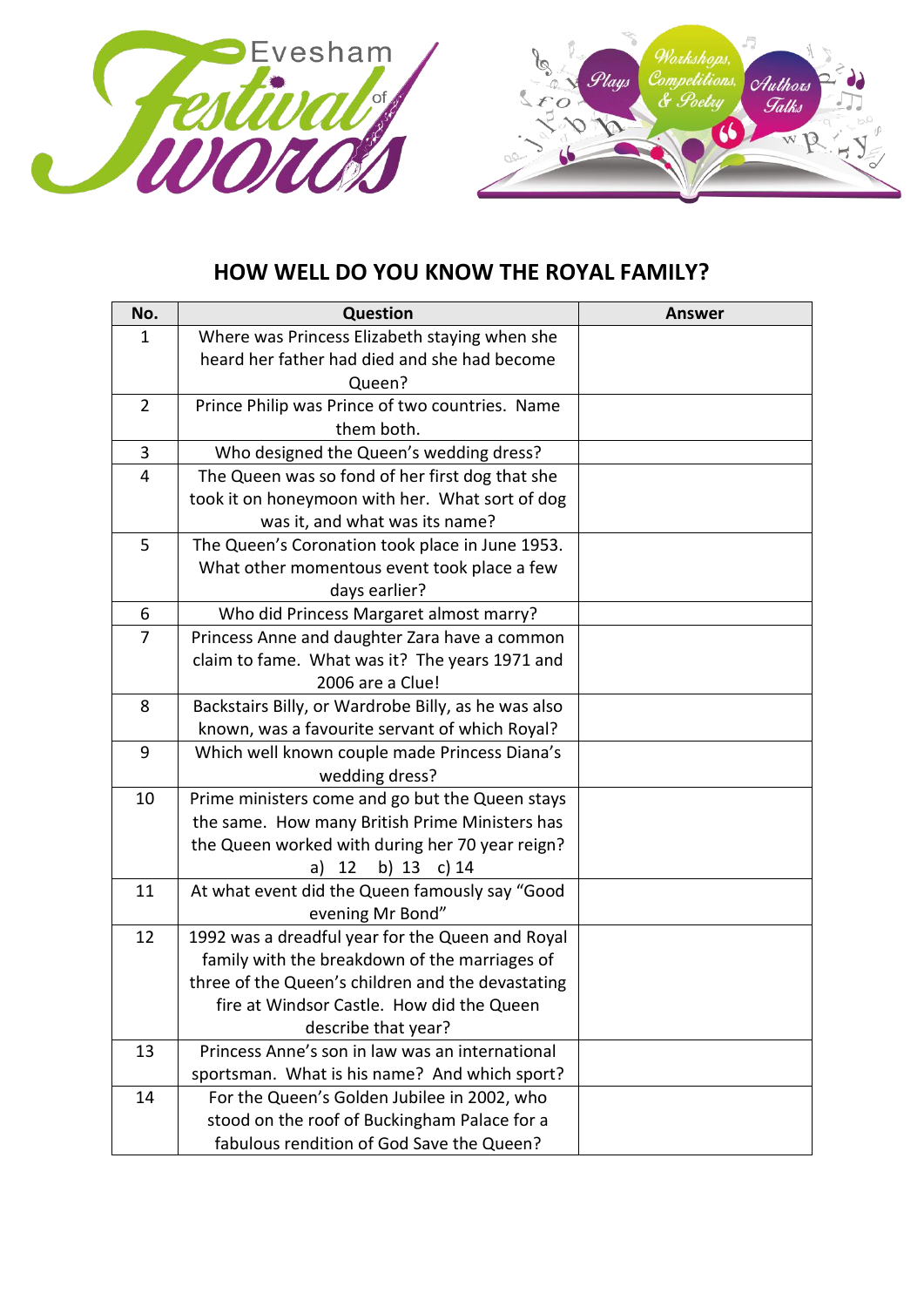Evesham Festival of Words

Plays | Workshops, Competitions, & Poetry | Authors Talks

# HOW WELL DO YOU KNOW THE ROYAL FAMILY?

| No. | Question | Answer |
|---|---|---|
| 1 | Where was Princess Elizabeth staying when she heard her father had died and she had become Queen? | |
| 2 | Prince Philip was Prince of two countries. Name them both. | |
| 3 | Who designed the Queen's wedding dress? | |
| 4 | The Queen was so fond of her first dog that she took it on honeymoon with her. What sort of dog was it, and what was its name? | |
| 5 | The Queen's Coronation took place in June 1953. What other momentous event took place a few days earlier? | |
| 6 | Who did Princess Margaret almost marry? | |
| 7 | Princess Anne and daughter Zara have a common claim to fame. What was it? The years 1971 and 2006 are a Clue! | |
| 8 | Backstairs Billy, or Wardrobe Billy, as he was also known, was a favourite servant of which Royal? | |
| 9 | Which well known couple made Princess Diana's wedding dress? | |
| 10 | Prime ministers come and go but the Queen stays the same. How many British Prime Ministers has the Queen worked with during her 70 year reign? a) 12 b) 13 c) 14 | |
| 11 | At what event did the Queen famously say "Good evening Mr Bond" | |
| 12 | 1992 was a dreadful year for the Queen and Royal family with the breakdown of the marriages of three of the Queen's children and the devastating fire at Windsor Castle. How did the Queen describe that year? | |
| 13 | Princess Anne's son in law was an international sportsman. What is his name? And which sport? | |
| 14 | For the Queen's Golden Jubilee in 2002, who stood on the roof of Buckingham Palace for a fabulous rendition of God Save the Queen? | |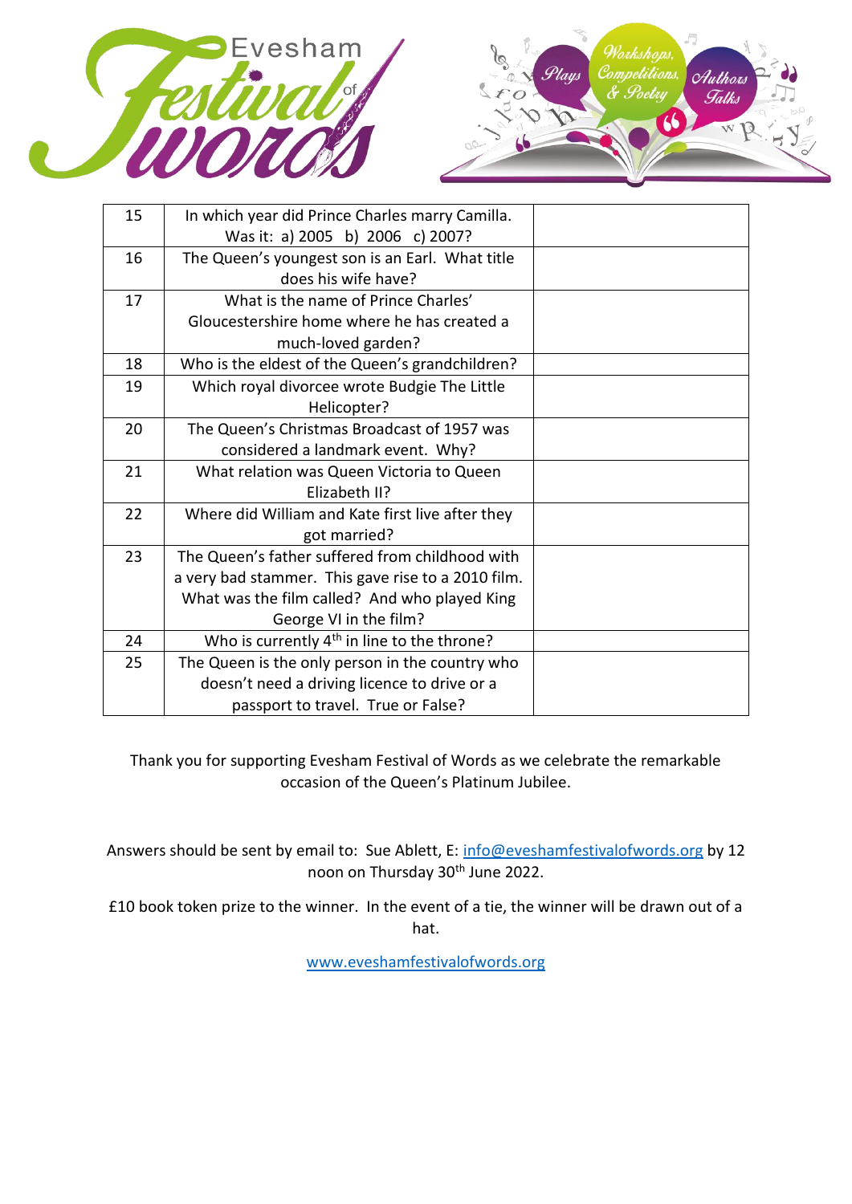| | | |
|---|---|---|
| 15 | In which year did Prince Charles marry Camilla. Was it: a) 2005 b) 2006 c) 2007? | |
| 16 | The Queen's youngest son is an Earl. What title does his wife have? | |
| 17 | What is the name of Prince Charles' Gloucestershire home where he has created a much-loved garden? | |
| 18 | Who is the eldest of the Queen's grandchildren? | |
| 19 | Which royal divorcee wrote Budgie The Little Helicopter? | |
| 20 | The Queen's Christmas Broadcast of 1957 was considered a landmark event. Why? | |
| 21 | What relation was Queen Victoria to Queen Elizabeth II? | |
| 22 | Where did William and Kate first live after they got married? | |
| 23 | The Queen's father suffered from childhood with a very bad stammer. This gave rise to a 2010 film. What was the film called? And who played King George VI in the film? | |
| 24 | Who is currently 4th in line to the throne? | |
| 25 | The Queen is the only person in the country who doesn't need a driving licence to drive or a passport to travel. True or False? | |

Thank you for supporting Evesham Festival of Words as we celebrate the remarkable occasion of the Queen's Platinum Jubilee.

Answers should be sent by email to: Sue Ablett, E: info@eveshamfestivalofwords.org by 12 noon on Thursday 30th June 2022.

£10 book token prize to the winner. In the event of a tie, the winner will be drawn out of a hat.

www.eveshamfestivalofwords.org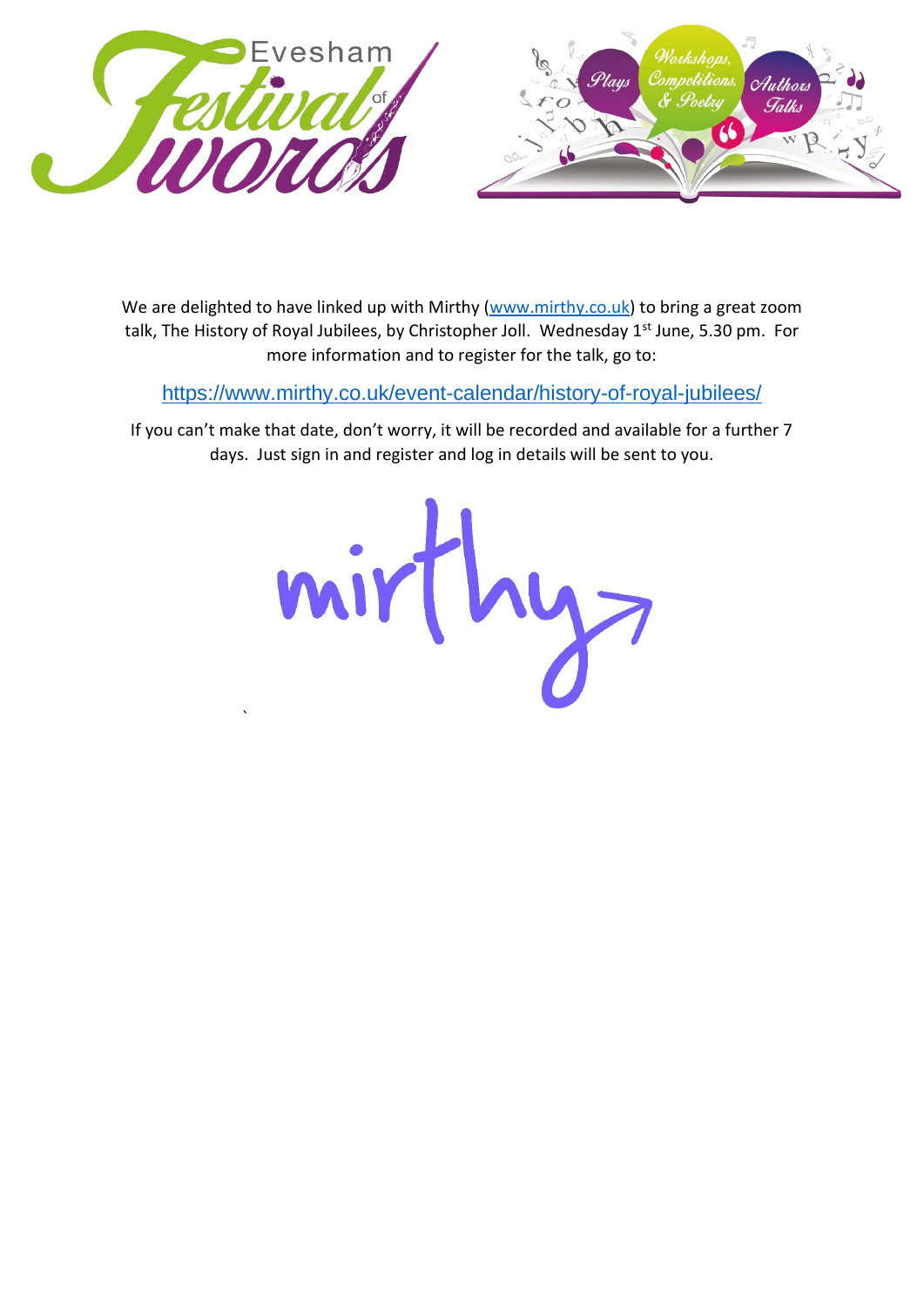We are delighted to have linked up with Mirthy (www.mirthy.co.uk) to bring a great zoom talk, The History of Royal Jubilees, by Christopher Joll. Wednesday 1st June, 5.30 pm. For more information and to register for the talk, go to:

https://www.mirthy.co.uk/event-calendar/history-of-royal-jubilees/

If you can't make that date, don't worry, it will be recorded and available for a further 7 days. Just sign in and register and log in details will be sent to you.